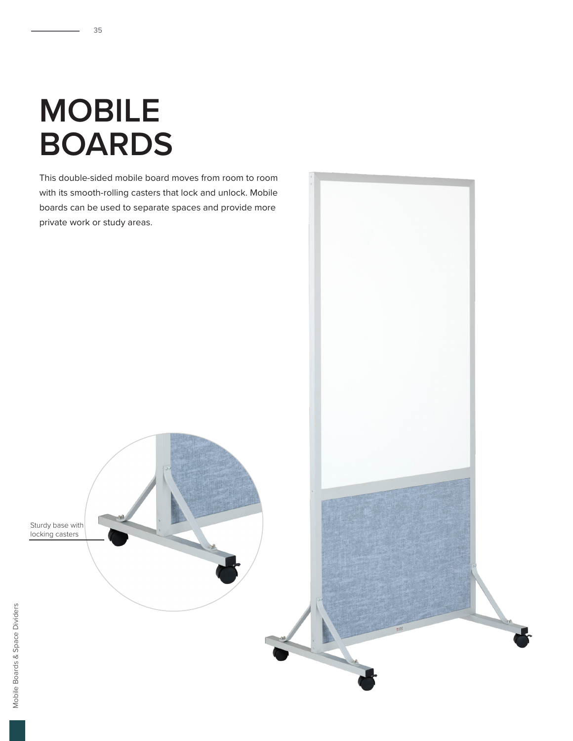# MOBILE BOARDS

This double-sided mobile board moves from room to room with its smooth-rolling casters that lock and unlock. Mobile boards can be used to separate spaces and provide more private work or study areas.

Sturdy base with locking casters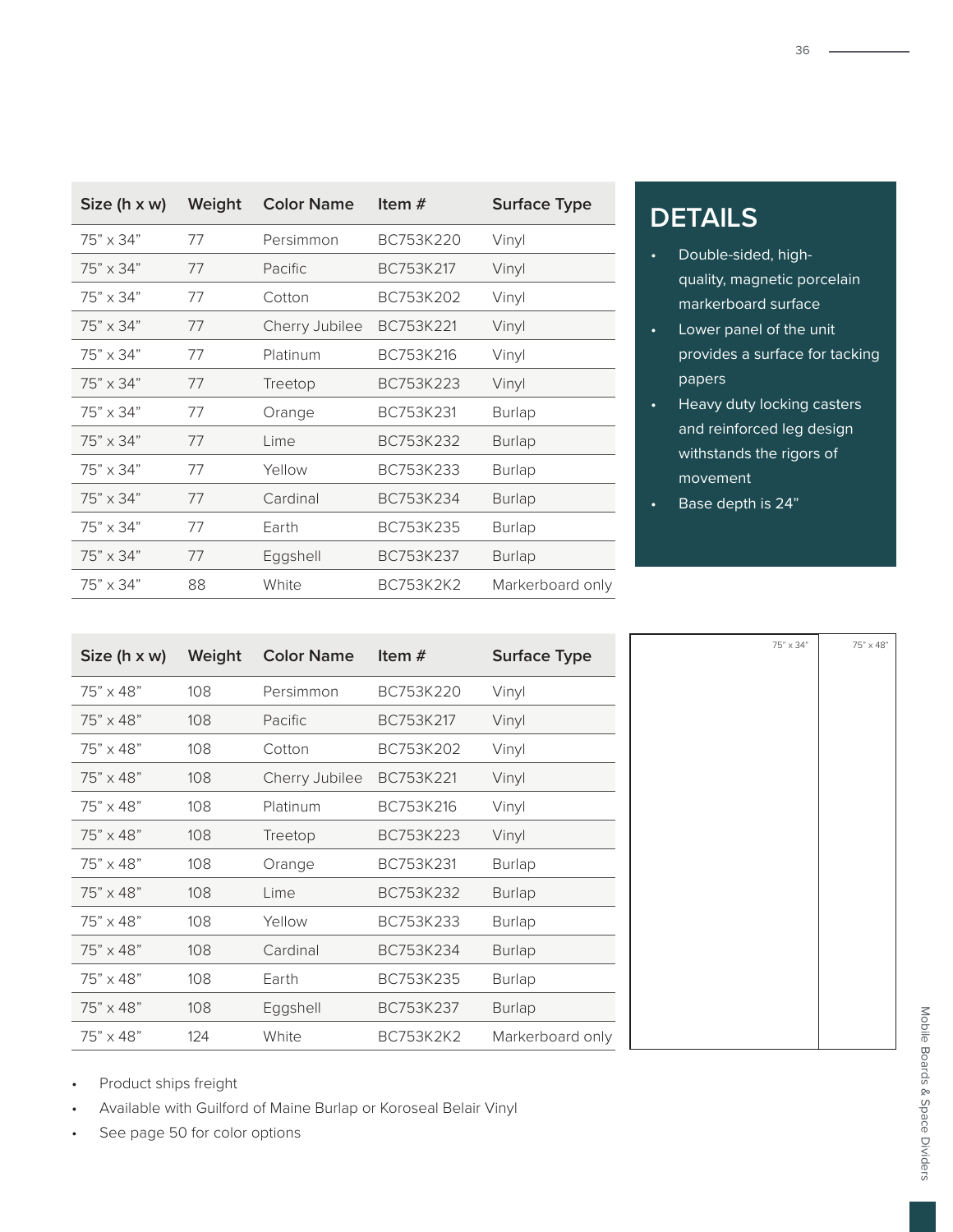| Size (h x w) | Weight | Color Name | Item # | Surface Type |
|---|---|---|---|---|
| 75" x 34" | 77 | Persimmon | BC753K220 | Vinyl |
| 75" x 34" | 77 | Pacific | BC753K217 | Vinyl |
| 75" x 34" | 77 | Cotton | BC753K202 | Vinyl |
| 75" x 34" | 77 | Cherry Jubilee | BC753K221 | Vinyl |
| 75" x 34" | 77 | Platinum | BC753K216 | Vinyl |
| 75" x 34" | 77 | Treetop | BC753K223 | Vinyl |
| 75" x 34" | 77 | Orange | BC753K231 | Burlap |
| 75" x 34" | 77 | Lime | BC753K232 | Burlap |
| 75" x 34" | 77 | Yellow | BC753K233 | Burlap |
| 75" x 34" | 77 | Cardinal | BC753K234 | Burlap |
| 75" x 34" | 77 | Earth | BC753K235 | Burlap |
| 75" x 34" | 77 | Eggshell | BC753K237 | Burlap |
| 75" x 34" | 88 | White | BC753K2K2 | Markerboard only |

## DETAILS

- Double-sided, high-quality, magnetic porcelain markerboard surface
- Lower panel of the unit provides a surface for tacking papers
- Heavy duty locking casters and reinforced leg design withstands the rigors of movement
- Base depth is 24"

| Size (h x w) | Weight | Color Name | Item # | Surface Type |
|---|---|---|---|---|
| 75" x 48" | 108 | Persimmon | BC753K220 | Vinyl |
| 75" x 48" | 108 | Pacific | BC753K217 | Vinyl |
| 75" x 48" | 108 | Cotton | BC753K202 | Vinyl |
| 75" x 48" | 108 | Cherry Jubilee | BC753K221 | Vinyl |
| 75" x 48" | 108 | Platinum | BC753K216 | Vinyl |
| 75" x 48" | 108 | Treetop | BC753K223 | Vinyl |
| 75" x 48" | 108 | Orange | BC753K231 | Burlap |
| 75" x 48" | 108 | Lime | BC753K232 | Burlap |
| 75" x 48" | 108 | Yellow | BC753K233 | Burlap |
| 75" x 48" | 108 | Cardinal | BC753K234 | Burlap |
| 75" x 48" | 108 | Earth | BC753K235 | Burlap |
| 75" x 48" | 108 | Eggshell | BC753K237 | Burlap |
| 75" x 48" | 124 | White | BC753K2K2 | Markerboard only |

75" x 34"

75" x 48"

- Product ships freight
- Available with Guilford of Maine Burlap or Koroseal Belair Vinyl
- See page 50 for color options